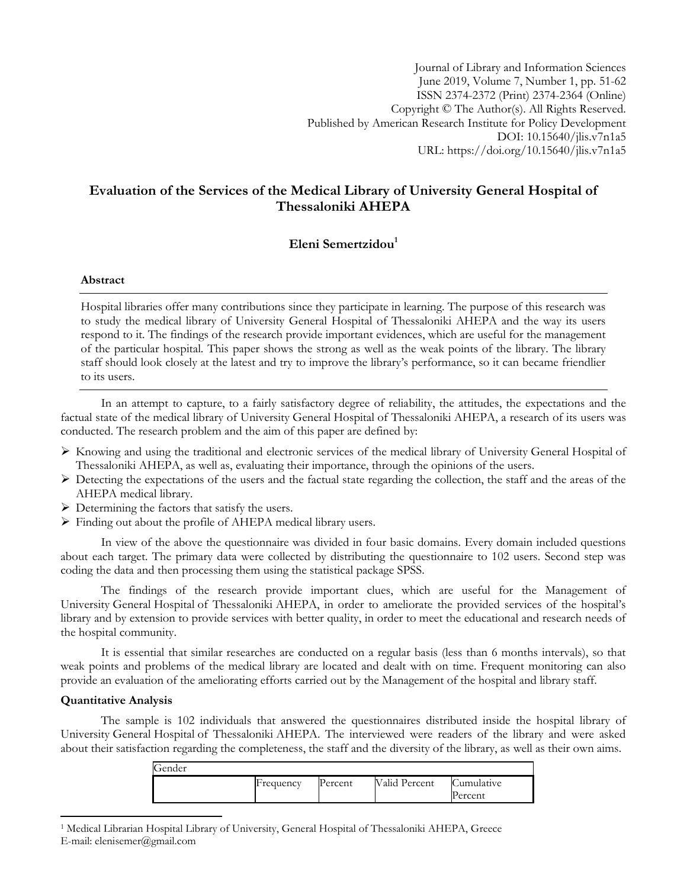# Evaluation of the Services of the Medical Library of University General Hospital of Thessaloniki AHEPA

**Eleni Semertzidou**[1]

### Abstract

Hospital libraries offer many contributions since they participate in learning. The purpose of this research was to study the medical library of University General Hospital of Thessaloniki AHEPA and the way its users respond to it. The findings of the research provide important evidences, which are useful for the management of the particular hospital. This paper shows the strong as well as the weak points of the library. The library staff should look closely at the latest and try to improve the library's performance, so it can became friendlier to its users.

In an attempt to capture, to a fairly satisfactory degree of reliability, the attitudes, the expectations and the factual state of the medical library of University General Hospital of Thessaloniki AHEPA, a research of its users was conducted. The research problem and the aim of this paper are defined by:

- Knowing and using the traditional and electronic services of the medical library of University General Hospital of Thessaloniki AHEPA, as well as, evaluating their importance, through the opinions of the users.
- Detecting the expectations of the users and the factual state regarding the collection, the staff and the areas of the AHEPA medical library.
- Determining the factors that satisfy the users.
- Finding out about the profile of AHEPA medical library users.

In view of the above the questionnaire was divided in four basic domains. Every domain included questions about each target. The primary data were collected by distributing the questionnaire to 102 users. Second step was coding the data and then processing them using the statistical package SPSS.

The findings of the research provide important clues, which are useful for the Management of University General Hospital of Thessaloniki AHEPA, in order to ameliorate the provided services of the hospital's library and by extension to provide services with better quality, in order to meet the educational and research needs of the hospital community.

It is essential that similar researches are conducted on a regular basis (less than 6 months intervals), so that weak points and problems of the medical library are located and dealt with on time. Frequent monitoring can also provide an evaluation of the ameliorating efforts carried out by the Management of the hospital and library staff.

### Quantitative Analysis

The sample is 102 individuals that answered the questionnaires distributed inside the hospital library of University General Hospital of Thessaloniki AHEPA. The interviewed were readers of the library and were asked about their satisfaction regarding the completeness, the staff and the diversity of the library, as well as their own aims.

| Gender | | | | |
|---|---|---|---|---|
| | Frequency | Percent | Valid Percent | Cumulative Percent |

[1] Medical Librarian Hospital Library of University, General Hospital of Thessaloniki AHEPA, Greece
E-mail: elenisemer@gmail.com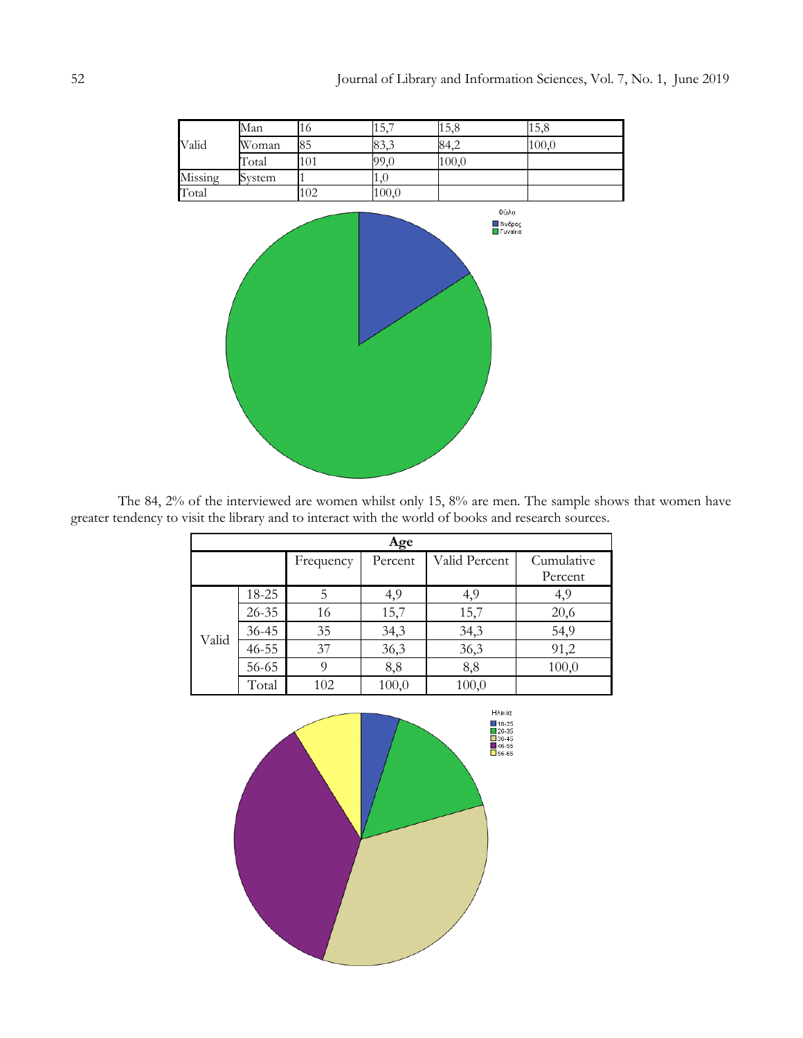| | | | | | |
|---|---|---|---|---|---|
| Valid | Man | 16 | 15,7 | 15,8 | 15,8 |
| | Woman | 85 | 83,3 | 84,2 | 100,0 |
| | Total | 101 | 99,0 | 100,0 | |
| Missing | System | 1 | 1,0 | | |
| Total | | 102 | 100,0 | | |

The 84, 2% of the interviewed are women whilst only 15, 8% are men. The sample shows that women have greater tendency to visit the library and to interact with the world of books and research sources.

| **Age** | | | | | |
|---|---|---|---|---|---|
| | | Frequency | Percent | Valid Percent | Cumulative Percent |
| Valid | 18-25 | 5 | 4,9 | 4,9 | 4,9 |
| | 26-35 | 16 | 15,7 | 15,7 | 20,6 |
| | 36-45 | 35 | 34,3 | 34,3 | 54,9 |
| | 46-55 | 37 | 36,3 | 36,3 | 91,2 |
| | 56-65 | 9 | 8,8 | 8,8 | 100,0 |
| | Total | 102 | 100,0 | 100,0 | |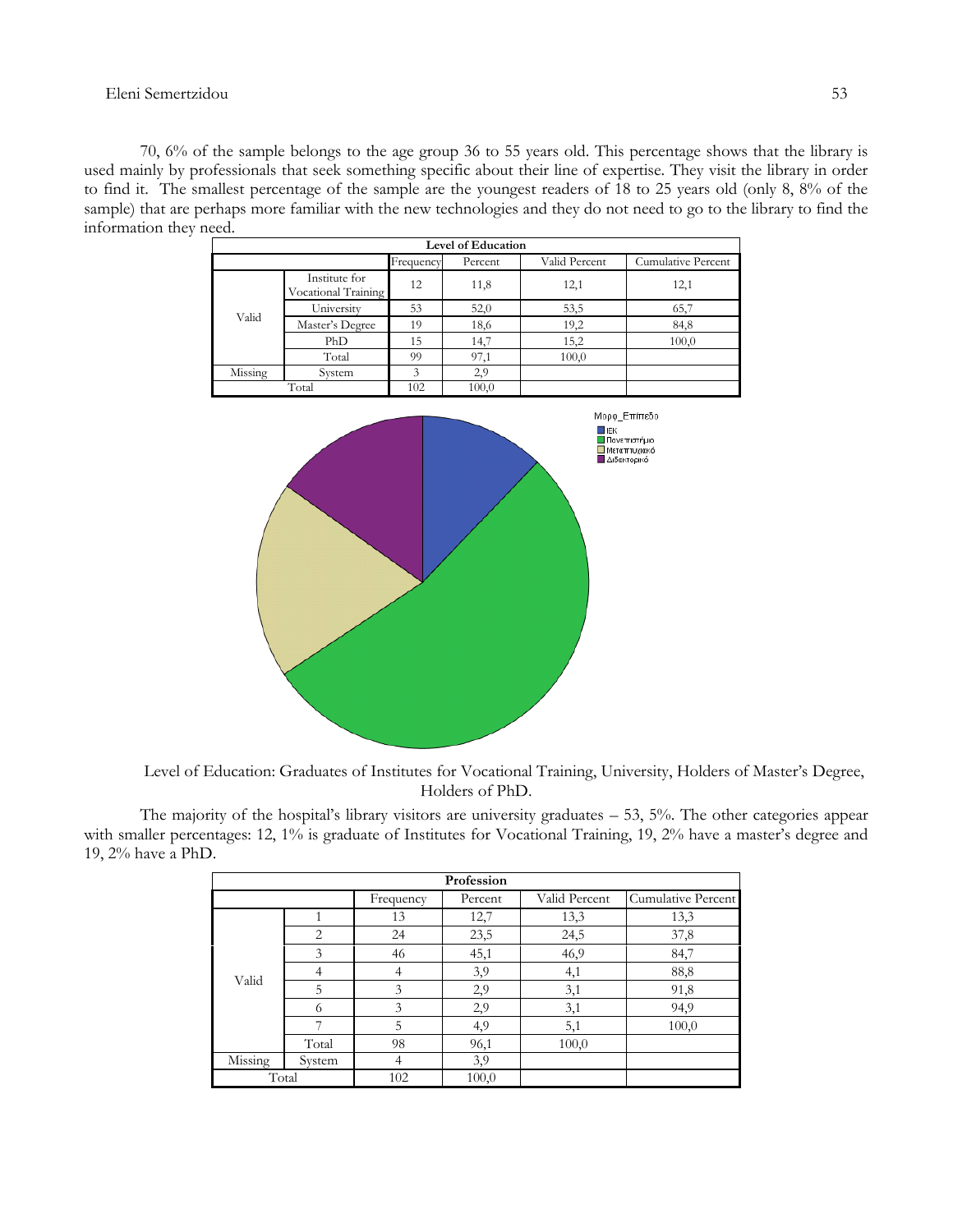70, 6% of the sample belongs to the age group 36 to 55 years old. This percentage shows that the library is used mainly by professionals that seek something specific about their line of expertise. They visit the library in order to find it. The smallest percentage of the sample are the youngest readers of 18 to 25 years old (only 8, 8% of the sample) that are perhaps more familiar with the new technologies and they do not need to go to the library to find the information they need.

**Level of Education**

| | | Frequency | Percent | Valid Percent | Cumulative Percent |
|---|---|---|---|---|---|
| Valid | Institute for Vocational Training | 12 | 11,8 | 12,1 | 12,1 |
| | University | 53 | 52,0 | 53,5 | 65,7 |
| | Master's Degree | 19 | 18,6 | 19,2 | 84,8 |
| | PhD | 15 | 14,7 | 15,2 | 100,0 |
| | Total | 99 | 97,1 | 100,0 | |
| Missing | System | 3 | 2,9 | | |
| Total | | 102 | 100,0 | | |

Level of Education: Graduates of Institutes for Vocational Training, University, Holders of Master's Degree, Holders of PhD.

The majority of the hospital's library visitors are university graduates – 53, 5%. The other categories appear with smaller percentages: 12, 1% is graduate of Institutes for Vocational Training, 19, 2% have a master's degree and 19, 2% have a PhD.

**Profession**

| | | Frequency | Percent | Valid Percent | Cumulative Percent |
|---|---|---|---|---|---|
| Valid | 1 | 13 | 12,7 | 13,3 | 13,3 |
| | 2 | 24 | 23,5 | 24,5 | 37,8 |
| | 3 | 46 | 45,1 | 46,9 | 84,7 |
| | 4 | 4 | 3,9 | 4,1 | 88,8 |
| | 5 | 3 | 2,9 | 3,1 | 91,8 |
| | 6 | 3 | 2,9 | 3,1 | 94,9 |
| | 7 | 5 | 4,9 | 5,1 | 100,0 |
| | Total | 98 | 96,1 | 100,0 | |
| Missing | System | 4 | 3,9 | | |
| Total | | 102 | 100,0 | | |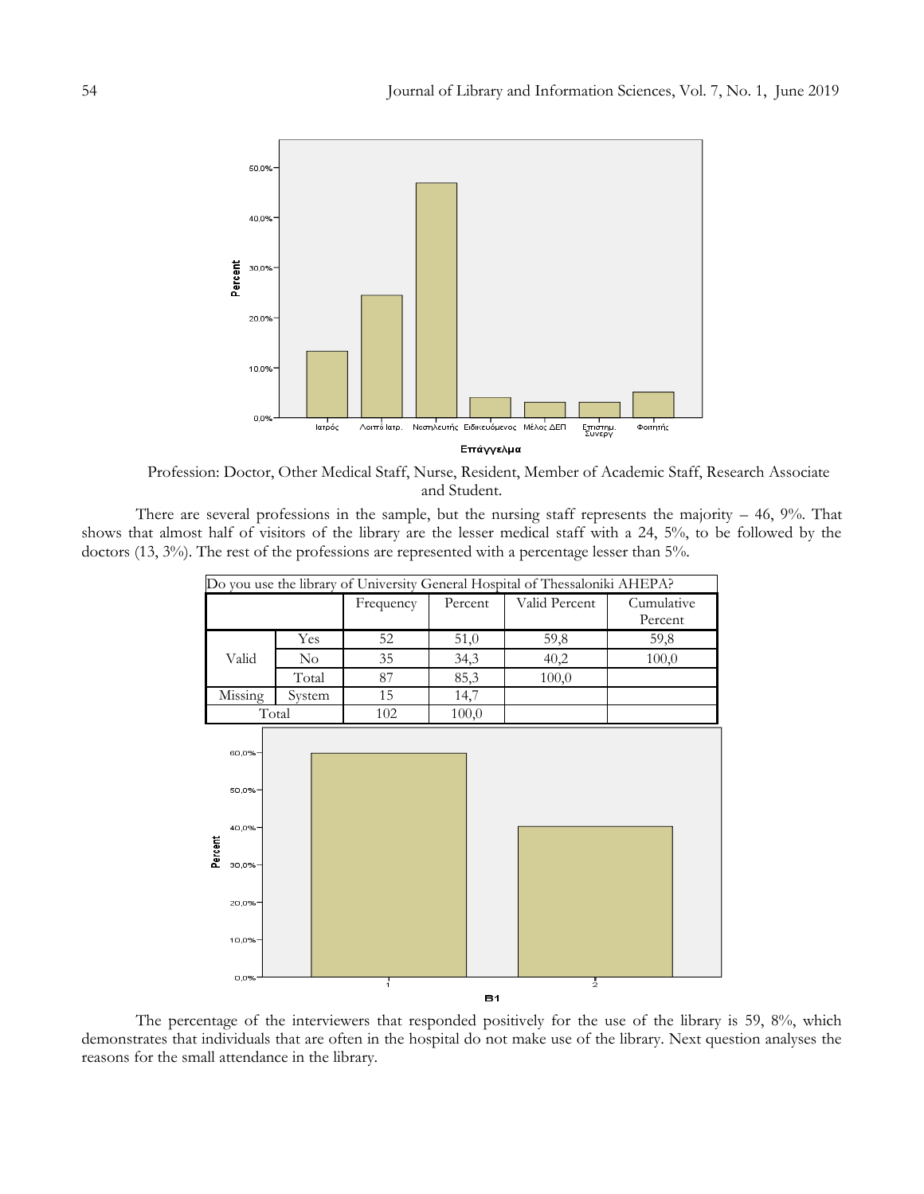Profession: Doctor, Other Medical Staff, Nurse, Resident, Member of Academic Staff, Research Associate and Student.

There are several professions in the sample, but the nursing staff represents the majority – 46, 9%. That shows that almost half of visitors of the library are the lesser medical staff with a 24, 5%, to be followed by the doctors (13, 3%). The rest of the professions are represented with a percentage lesser than 5%.

| Do you use the library of University General Hospital of Thessaloniki AHEPA? | | | | | |
|---|---|---|---|---|---|
| | | Frequency | Percent | Valid Percent | Cumulative Percent |
| Valid | Yes | 52 | 51,0 | 59,8 | 59,8 |
| | No | 35 | 34,3 | 40,2 | 100,0 |
| | Total | 87 | 85,3 | 100,0 | |
| Missing | System | 15 | 14,7 | | |
| Total | | 102 | 100,0 | | |

The percentage of the interviewers that responded positively for the use of the library is 59, 8%, which demonstrates that individuals that are often in the hospital do not make use of the library. Next question analyses the reasons for the small attendance in the library.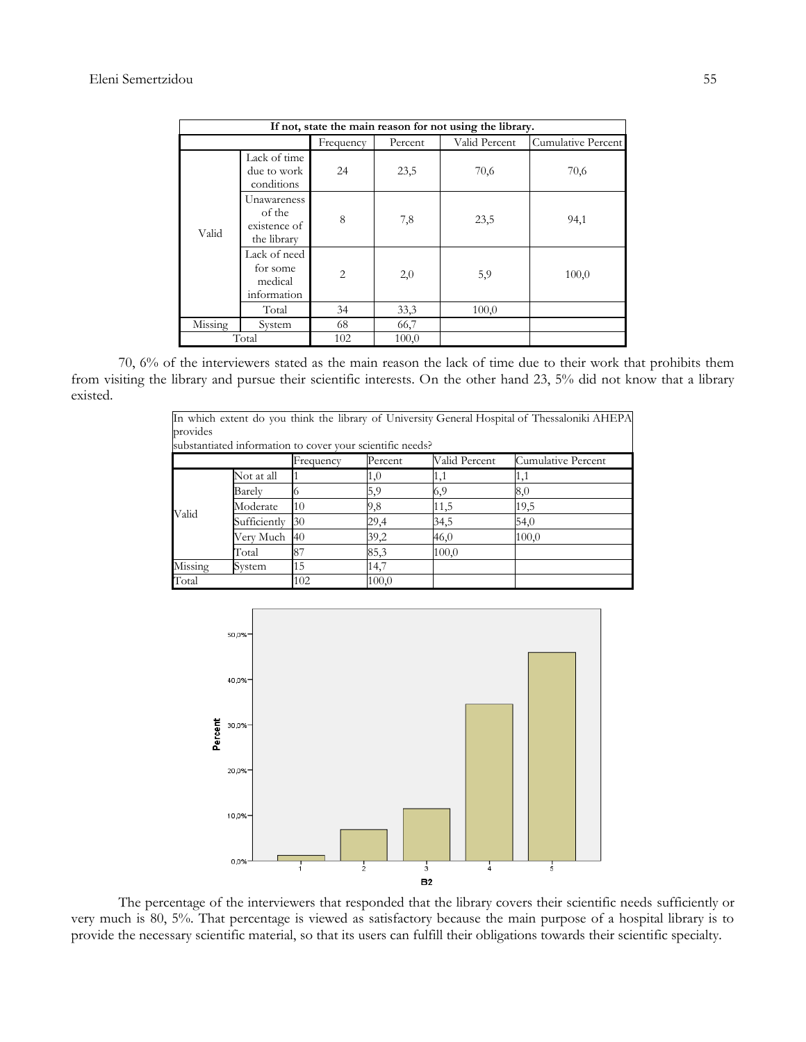| If not, state the main reason for not using the library. | | | | | |
|---|---|---|---|---|---|
| | | Frequency | Percent | Valid Percent | Cumulative Percent |
| Valid | Lack of time due to work conditions | 24 | 23,5 | 70,6 | 70,6 |
| | Unawareness of the existence of the library | 8 | 7,8 | 23,5 | 94,1 |
| | Lack of need for some medical information | 2 | 2,0 | 5,9 | 100,0 |
| | Total | 34 | 33,3 | 100,0 | |
| Missing | System | 68 | 66,7 | | |
| Total | | 102 | 100,0 | | |

70, 6% of the interviewers stated as the main reason the lack of time due to their work that prohibits them from visiting the library and pursue their scientific interests. On the other hand 23, 5% did not know that a library existed.

| In which extent do you think the library of University General Hospital of Thessaloniki AHEPA provides substantiated information to cover your scientific needs? | | | | | |
|---|---|---|---|---|---|
| | | Frequency | Percent | Valid Percent | Cumulative Percent |
| Valid | Not at all | 1 | 1,0 | 1,1 | 1,1 |
| | Barely | 6 | 5,9 | 6,9 | 8,0 |
| | Moderate | 10 | 9,8 | 11,5 | 19,5 |
| | Sufficiently | 30 | 29,4 | 34,5 | 54,0 |
| | Very Much | 40 | 39,2 | 46,0 | 100,0 |
| | Total | 87 | 85,3 | 100,0 | |
| Missing | System | 15 | 14,7 | | |
| Total | | 102 | 100,0 | | |

The percentage of the interviewers that responded that the library covers their scientific needs sufficiently or very much is 80, 5%. That percentage is viewed as satisfactory because the main purpose of a hospital library is to provide the necessary scientific material, so that its users can fulfill their obligations towards their scientific specialty.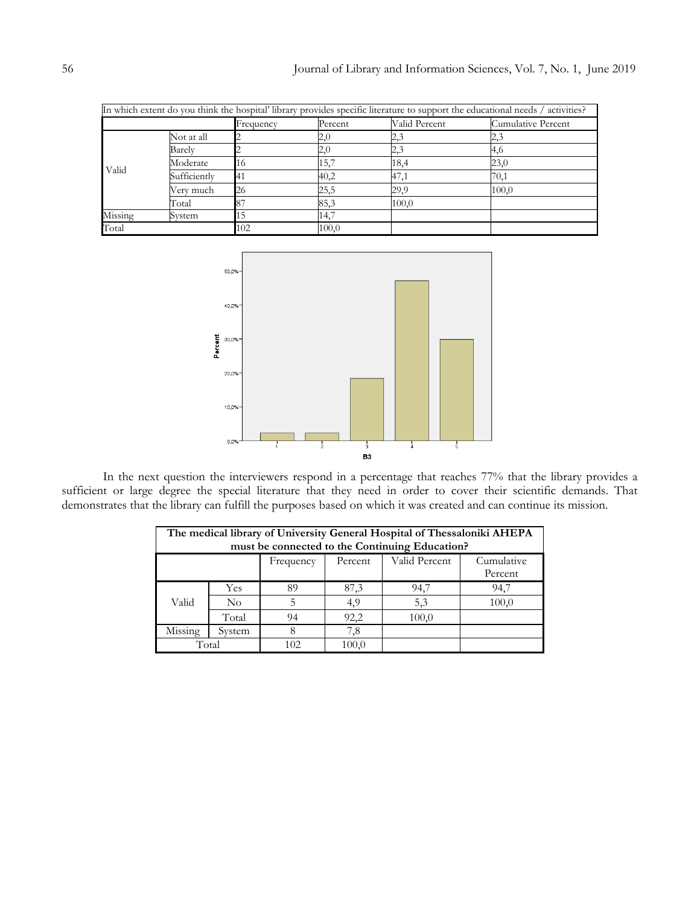| In which extent do you think the hospital' library provides specific literature to support the educational needs / activities? | | | | | |
|---|---|---|---|---|---|
| | | Frequency | Percent | Valid Percent | Cumulative Percent |
| Valid | Not at all | 2 | 2,0 | 2,3 | 2,3 |
| | Barely | 2 | 2,0 | 2,3 | 4,6 |
| | Moderate | 16 | 15,7 | 18,4 | 23,0 |
| | Sufficiently | 41 | 40,2 | 47,1 | 70,1 |
| | Very much | 26 | 25,5 | 29,9 | 100,0 |
| | Total | 87 | 85,3 | 100,0 | |
| Missing | System | 15 | 14,7 | | |
| Total | | 102 | 100,0 | | |

In the next question the interviewers respond in a percentage that reaches 77% that the library provides a sufficient or large degree the special literature that they need in order to cover their scientific demands. That demonstrates that the library can fulfill the purposes based on which it was created and can continue its mission.

| **The medical library of University General Hospital of Thessaloniki AHEPA must be connected to the Continuing Education?** | | | | | |
|---|---|---|---|---|---|
| | | Frequency | Percent | Valid Percent | Cumulative Percent |
| Valid | Yes | 89 | 87,3 | 94,7 | 94,7 |
| | No | 5 | 4,9 | 5,3 | 100,0 |
| | Total | 94 | 92,2 | 100,0 | |
| Missing | System | 8 | 7,8 | | |
| Total | | 102 | 100,0 | | |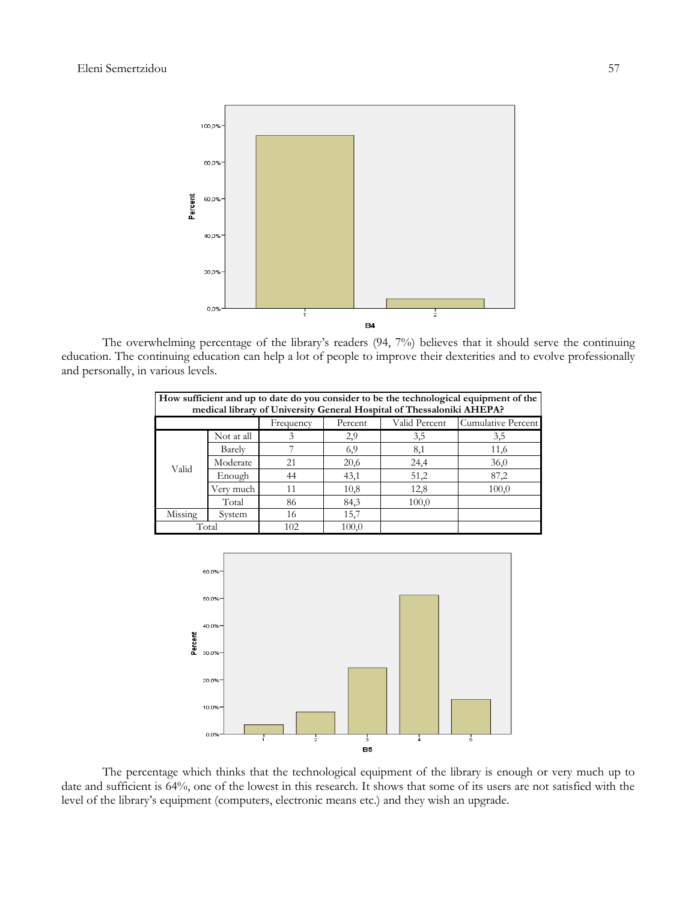The overwhelming percentage of the library's readers (94, 7%) believes that it should serve the continuing education. The continuing education can help a lot of people to improve their dexterities and to evolve professionally and personally, in various levels.

| How sufficient and up to date do you consider to be the technological equipment of the medical library of University General Hospital of Thessaloniki AHEPA? | | | | | |
|---|---|---|---|---|---|
| | | Frequency | Percent | Valid Percent | Cumulative Percent |
| Valid | Not at all | 3 | 2,9 | 3,5 | 3,5 |
| | Barely | 7 | 6,9 | 8,1 | 11,6 |
| | Moderate | 21 | 20,6 | 24,4 | 36,0 |
| | Enough | 44 | 43,1 | 51,2 | 87,2 |
| | Very much | 11 | 10,8 | 12,8 | 100,0 |
| | Total | 86 | 84,3 | 100,0 | |
| Missing | System | 16 | 15,7 | | |
| Total | | 102 | 100,0 | | |

The percentage which thinks that the technological equipment of the library is enough or very much up to date and sufficient is 64%, one of the lowest in this research. It shows that some of its users are not satisfied with the level of the library's equipment (computers, electronic means etc.) and they wish an upgrade.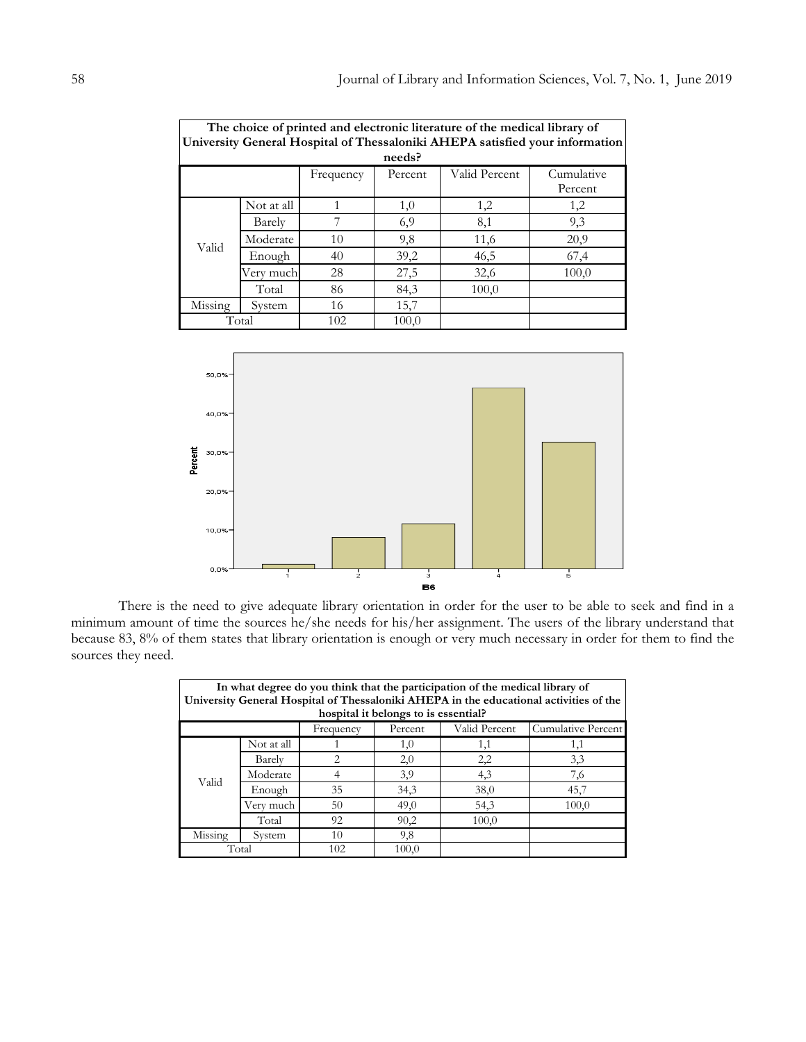| The choice of printed and electronic literature of the medical library of University General Hospital of Thessaloniki AHEPA satisfied your information needs? | | | | | |
|---|---|---|---|---|---|
| | | Frequency | Percent | Valid Percent | Cumulative Percent |
| Valid | Not at all | 1 | 1,0 | 1,2 | 1,2 |
| | Barely | 7 | 6,9 | 8,1 | 9,3 |
| | Moderate | 10 | 9,8 | 11,6 | 20,9 |
| | Enough | 40 | 39,2 | 46,5 | 67,4 |
| | Very much | 28 | 27,5 | 32,6 | 100,0 |
| | Total | 86 | 84,3 | 100,0 | |
| Missing | System | 16 | 15,7 | | |
| Total | | 102 | 100,0 | | |

There is the need to give adequate library orientation in order for the user to be able to seek and find in a minimum amount of time the sources he/she needs for his/her assignment. The users of the library understand that because 83, 8% of them states that library orientation is enough or very much necessary in order for them to find the sources they need.

| In what degree do you think that the participation of the medical library of University General Hospital of Thessaloniki AHEPA in the educational activities of the hospital it belongs to is essential? | | | | | |
|---|---|---|---|---|---|
| | | Frequency | Percent | Valid Percent | Cumulative Percent |
| Valid | Not at all | 1 | 1,0 | 1,1 | 1,1 |
| | Barely | 2 | 2,0 | 2,2 | 3,3 |
| | Moderate | 4 | 3,9 | 4,3 | 7,6 |
| | Enough | 35 | 34,3 | 38,0 | 45,7 |
| | Very much | 50 | 49,0 | 54,3 | 100,0 |
| | Total | 92 | 90,2 | 100,0 | |
| Missing | System | 10 | 9,8 | | |
| Total | | 102 | 100,0 | | |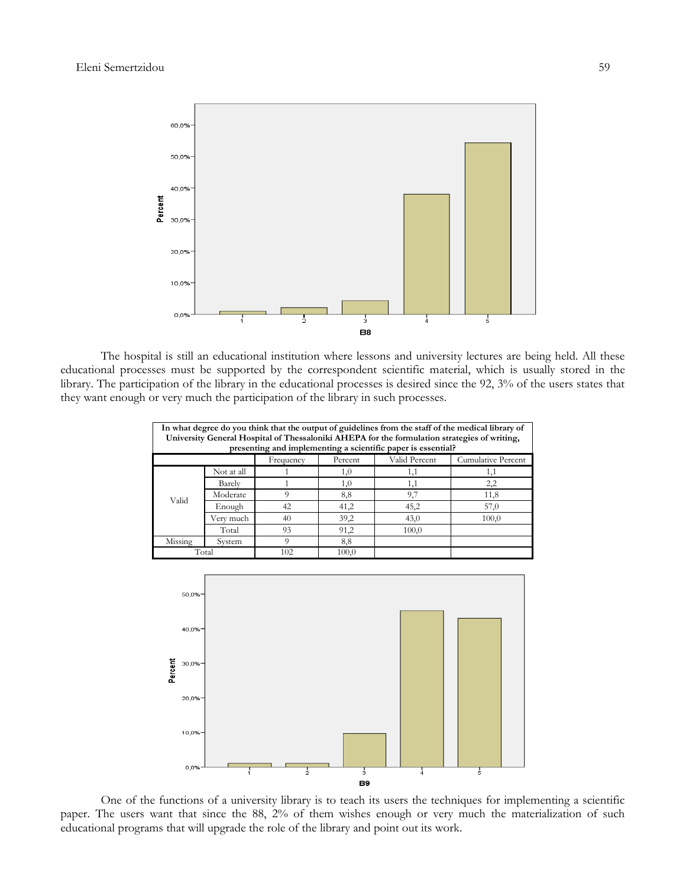The hospital is still an educational institution where lessons and university lectures are being held. All these educational processes must be supported by the correspondent scientific material, which is usually stored in the library. The participation of the library in the educational processes is desired since the 92, 3% of the users states that they want enough or very much the participation of the library in such processes.

| In what degree do you think that the output of guidelines from the staff of the medical library of University General Hospital of Thessaloniki AHEPA for the formulation strategies of writing, presenting and implementing a scientific paper is essential? | | | | | |
|---|---|---|---|---|---|
| | | Frequency | Percent | Valid Percent | Cumulative Percent |
| Valid | Not at all | 1 | 1,0 | 1,1 | 1,1 |
| | Barely | 1 | 1,0 | 1,1 | 2,2 |
| | Moderate | 9 | 8,8 | 9,7 | 11,8 |
| | Enough | 42 | 41,2 | 45,2 | 57,0 |
| | Very much | 40 | 39,2 | 43,0 | 100,0 |
| | Total | 93 | 91,2 | 100,0 | |
| Missing | System | 9 | 8,8 | | |
| Total | | 102 | 100,0 | | |

One of the functions of a university library is to teach its users the techniques for implementing a scientific paper. The users want that since the 88, 2% of them wishes enough or very much the materialization of such educational programs that will upgrade the role of the library and point out its work.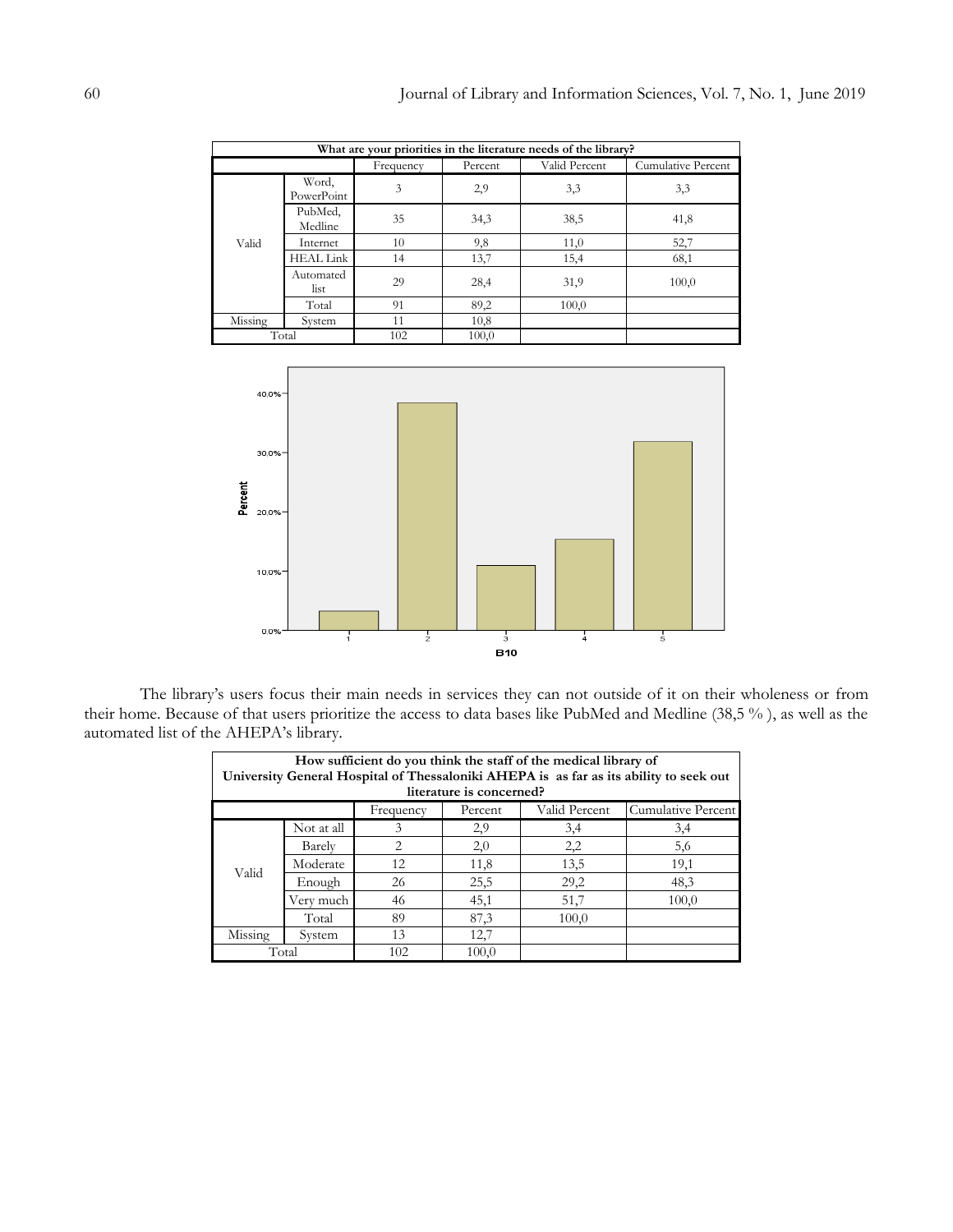| What are your priorities in the literature needs of the library? | | | | | |
|---|---|---|---|---|---|
| | | Frequency | Percent | Valid Percent | Cumulative Percent |
| Valid | Word, PowerPoint | 3 | 2,9 | 3,3 | 3,3 |
| | PubMed, Medline | 35 | 34,3 | 38,5 | 41,8 |
| | Internet | 10 | 9,8 | 11,0 | 52,7 |
| | HEAL Link | 14 | 13,7 | 15,4 | 68,1 |
| | Automated list | 29 | 28,4 | 31,9 | 100,0 |
| | Total | 91 | 89,2 | 100,0 | |
| Missing | System | 11 | 10,8 | | |
| Total | | 102 | 100,0 | | |

The library's users focus their main needs in services they can not outside of it on their wholeness or from their home. Because of that users prioritize the access to data bases like PubMed and Medline (38,5 % ), as well as the automated list of the AHEPA's library.

| How sufficient do you think the staff of the medical library of University General Hospital of Thessaloniki AHEPA is as far as its ability to seek out literature is concerned? | | | | | |
|---|---|---|---|---|---|
| | | Frequency | Percent | Valid Percent | Cumulative Percent |
| Valid | Not at all | 3 | 2,9 | 3,4 | 3,4 |
| | Barely | 2 | 2,0 | 2,2 | 5,6 |
| | Moderate | 12 | 11,8 | 13,5 | 19,1 |
| | Enough | 26 | 25,5 | 29,2 | 48,3 |
| | Very much | 46 | 45,1 | 51,7 | 100,0 |
| | Total | 89 | 87,3 | 100,0 | |
| Missing | System | 13 | 12,7 | | |
| Total | | 102 | 100,0 | | |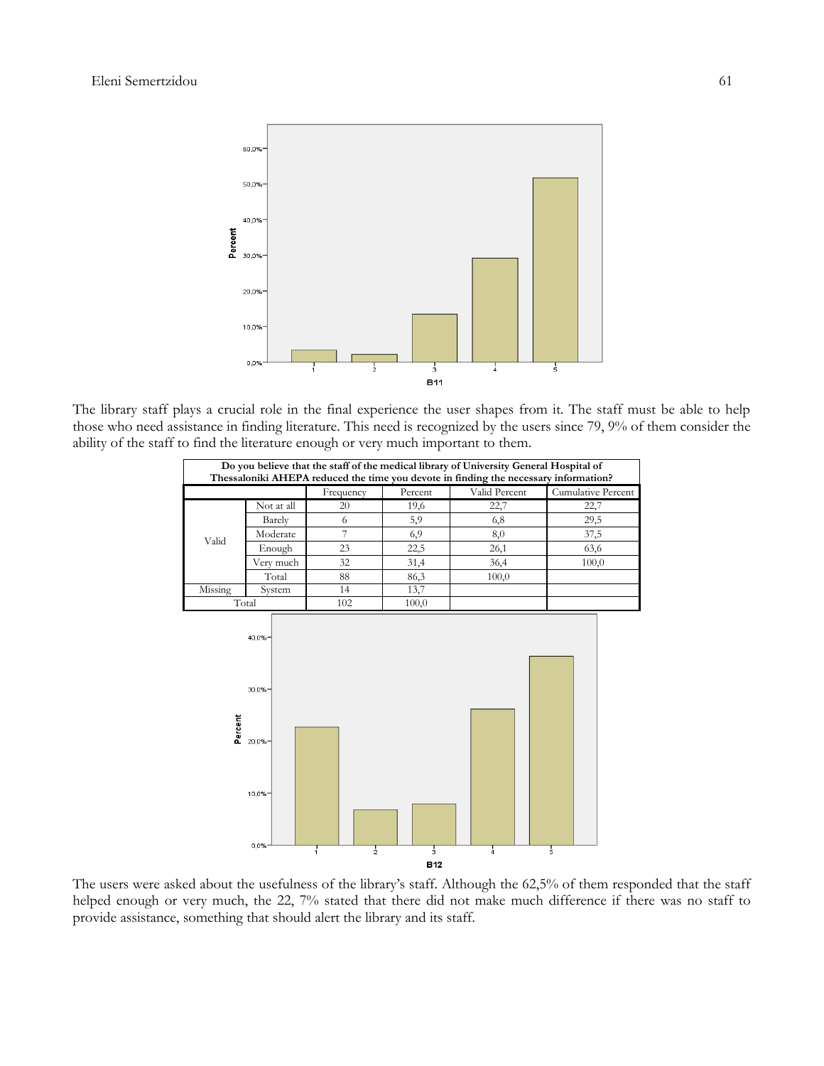The library staff plays a crucial role in the final experience the user shapes from it. The staff must be able to help those who need assistance in finding literature. This need is recognized by the users since 79, 9% of them consider the ability of the staff to find the literature enough or very much important to them.

**Do you believe that the staff of the medical library of University General Hospital of Thessaloniki AHEPA reduced the time you devote in finding the necessary information?**

| | | Frequency | Percent | Valid Percent | Cumulative Percent |
|---|---|---|---|---|---|
| Valid | Not at all | 20 | 19,6 | 22,7 | 22,7 |
| | Barely | 6 | 5,9 | 6,8 | 29,5 |
| | Moderate | 7 | 6,9 | 8,0 | 37,5 |
| | Enough | 23 | 22,5 | 26,1 | 63,6 |
| | Very much | 32 | 31,4 | 36,4 | 100,0 |
| | Total | 88 | 86,3 | 100,0 | |
| Missing | System | 14 | 13,7 | | |
| Total | | 102 | 100,0 | | |

The users were asked about the usefulness of the library's staff. Although the 62,5% of them responded that the staff helped enough or very much, the 22, 7% stated that there did not make much difference if there was no staff to provide assistance, something that should alert the library and its staff.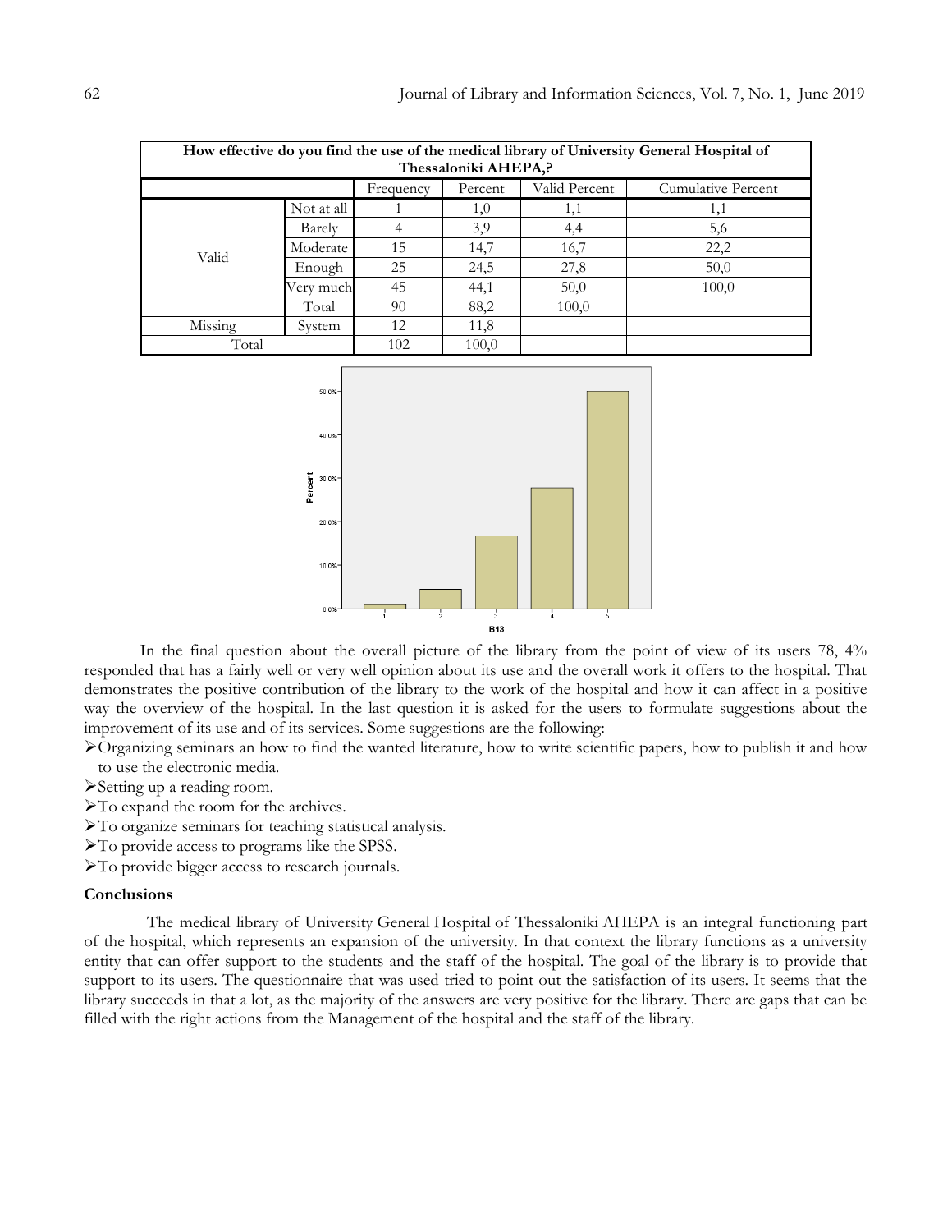| How effective do you find the use of the medical library of University General Hospital of Thessaloniki AHEPA,? | | | | | |
|---|---|---|---|---|---|
| | | Frequency | Percent | Valid Percent | Cumulative Percent |
| Valid | Not at all | 1 | 1,0 | 1,1 | 1,1 |
| | Barely | 4 | 3,9 | 4,4 | 5,6 |
| | Moderate | 15 | 14,7 | 16,7 | 22,2 |
| | Enough | 25 | 24,5 | 27,8 | 50,0 |
| | Very much | 45 | 44,1 | 50,0 | 100,0 |
| | Total | 90 | 88,2 | 100,0 | |
| Missing | System | 12 | 11,8 | | |
| Total | | 102 | 100,0 | | |

50.0%
40.0%
30.0%
20.0%
10.0%
0.0%
Percent
1 2 3 4 5
B13

In the final question about the overall picture of the library from the point of view of its users 78, 4% responded that has a fairly well or very well opinion about its use and the overall work it offers to the hospital. That demonstrates the positive contribution of the library to the work of the hospital and how it can affect in a positive way the overview of the hospital. In the last question it is asked for the users to formulate suggestions about the improvement of its use and of its services. Some suggestions are the following:

- Organizing seminars an how to find the wanted literature, how to write scientific papers, how to publish it and how to use the electronic media.
- Setting up a reading room.
- To expand the room for the archives.
- To organize seminars for teaching statistical analysis.
- To provide access to programs like the SPSS.
- To provide bigger access to research journals.

## Conclusions

The medical library of University General Hospital of Thessaloniki AHEPA is an integral functioning part of the hospital, which represents an expansion of the university. In that context the library functions as a university entity that can offer support to the students and the staff of the hospital. The goal of the library is to provide that support to its users. The questionnaire that was used tried to point out the satisfaction of its users. It seems that the library succeeds in that a lot, as the majority of the answers are very positive for the library. There are gaps that can be filled with the right actions from the Management of the hospital and the staff of the library.